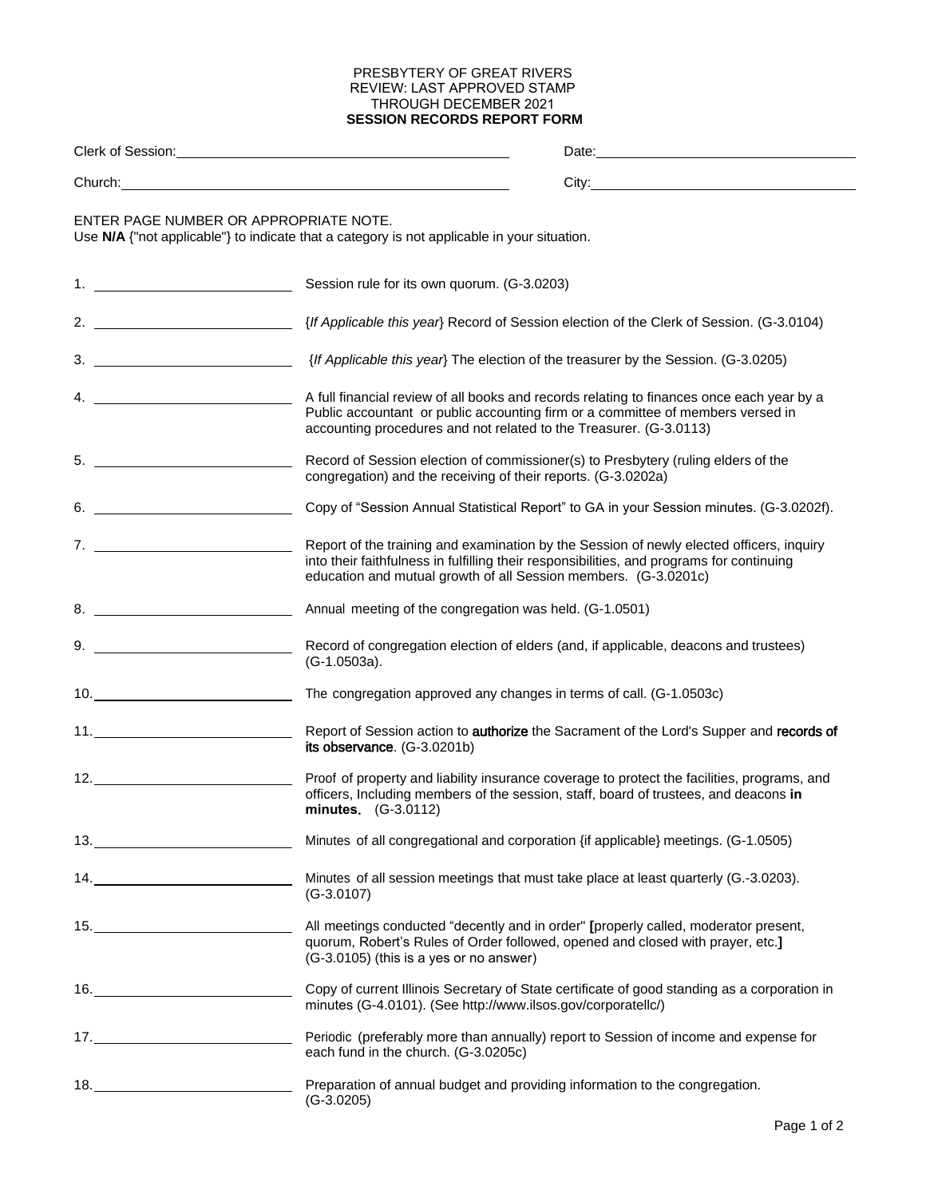PRESBYTERY OF GREAT RIVERS
REVIEW: LAST APPROVED STAMP
THROUGH DECEMBER 2021
**SESSION RECORDS REPORT FORM**

Clerk of Session: ______________________ Date: ______________________

Church: ______________________ City: ______________________

ENTER PAGE NUMBER OR APPROPRIATE NOTE.
Use **N/A** {"not applicable"} to indicate that a category is not applicable in your situation.

1. ______________ Session rule for its own quorum. (G-3.0203)

2. ______________ {*If Applicable this year*} Record of Session election of the Clerk of Session. (G-3.0104)

3. ______________ {*If Applicable this year*} The election of the treasurer by the Session. (G-3.0205)

4. ______________ A full financial review of all books and records relating to finances once each year by a Public accountant or public accounting firm or a committee of members versed in accounting procedures and not related to the Treasurer. (G-3.0113)

5. ______________ Record of Session election of commissioner(s) to Presbytery (ruling elders of the congregation) and the receiving of their reports. (G-3.0202a)

6. ______________ Copy of "Session Annual Statistical Report" to GA in your Session minutes. (G-3.0202f).

7. ______________ Report of the training and examination by the Session of newly elected officers, inquiry into their faithfulness in fulfilling their responsibilities, and programs for continuing education and mutual growth of all Session members. (G-3.0201c)

8. ______________ Annual meeting of the congregation was held. (G-1.0501)

9. ______________ Record of congregation election of elders (and, if applicable, deacons and trustees) (G-1.0503a).

10. ______________ The congregation approved any changes in terms of call. (G-1.0503c)

11. ______________ Report of Session action to **authorize** the Sacrament of the Lord's Supper and **records of its observance**. (G-3.0201b)

12. ______________ Proof of property and liability insurance coverage to protect the facilities, programs, and officers, Including members of the session, staff, board of trustees, and deacons **in minutes.** (G-3.0112)

13. ______________ Minutes of all congregational and corporation {if applicable} meetings. (G-1.0505)

14. ______________ Minutes of all session meetings that must take place at least quarterly (G.-3.0203). (G-3.0107)

15. ______________ All meetings conducted "decently and in order" **[**properly called, moderator present, quorum, Robert's Rules of Order followed, opened and closed with prayer, etc.**]** (G-3.0105) (this is a yes or no answer)

16. ______________ Copy of current Illinois Secretary of State certificate of good standing as a corporation in minutes (G-4.0101). (See http://www.ilsos.gov/corporatellc/)

17. ______________ Periodic (preferably more than annually) report to Session of income and expense for each fund in the church. (G-3.0205c)

18. ______________ Preparation of annual budget and providing information to the congregation. (G-3.0205)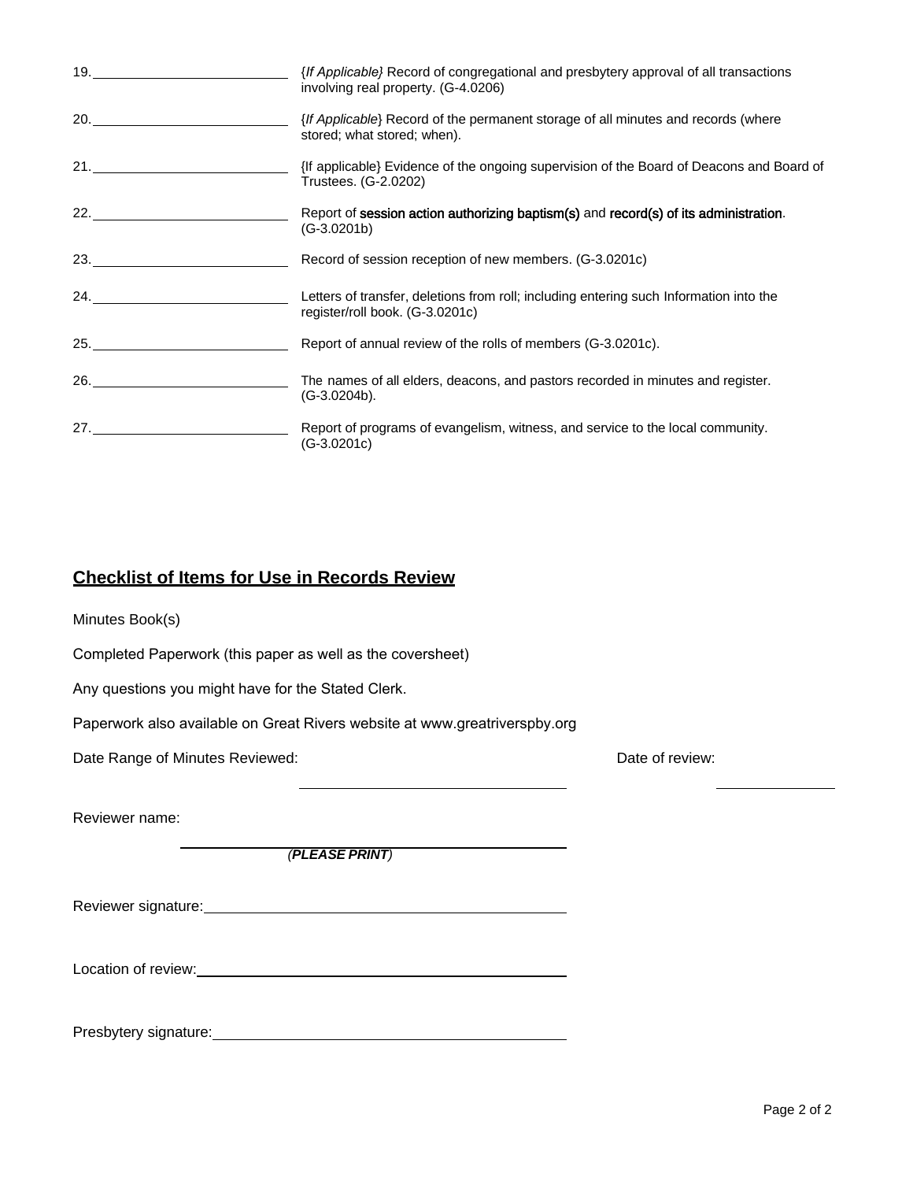19. ______________________ {*If Applicable}* Record of congregational and presbytery approval of all transactions involving real property. (G-4.0206)

20. ______________________ {*If Applicable*} Record of the permanent storage of all minutes and records (where stored; what stored; when).

21. ______________________ {If applicable} Evidence of the ongoing supervision of the Board of Deacons and Board of Trustees. (G-2.0202)

22. ______________________ Report of **session action authorizing baptism(s)** and **record(s) of its administration**. (G-3.0201b)

23. ______________________ Record of session reception of new members. (G-3.0201c)

24. ______________________ Letters of transfer, deletions from roll; including entering such Information into the register/roll book. (G-3.0201c)

25. ______________________ Report of annual review of the rolls of members (G-3.0201c).

26. ______________________ The names of all elders, deacons, and pastors recorded in minutes and register. (G-3.0204b).

27. ______________________ Report of programs of evangelism, witness, and service to the local community. (G-3.0201c)

## Checklist of Items for Use in Records Review

Minutes Book(s)

Completed Paperwork (this paper as well as the coversheet)

Any questions you might have for the Stated Clerk.

Paperwork also available on Great Rivers website at www.greatriverspby.org

Date Range of Minutes Reviewed: ______________________ Date of review: ____________

Reviewer name: ______________________
*(PLEASE PRINT)*

Reviewer signature: ______________________

Location of review: ______________________

Presbytery signature: ______________________